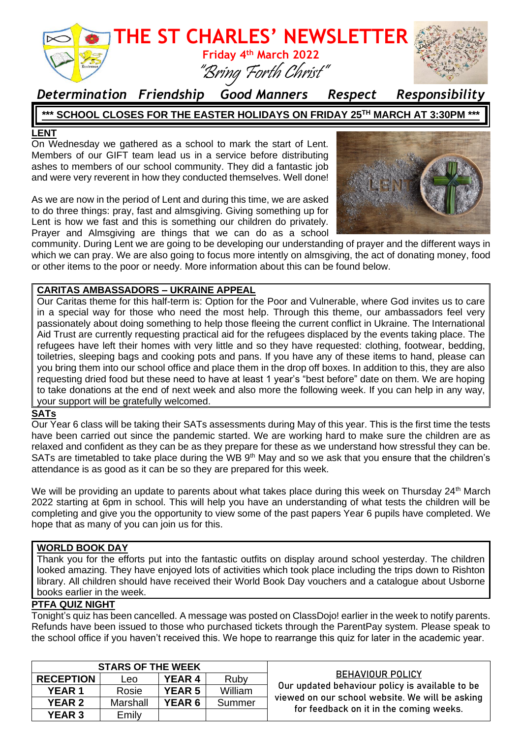# THE ST CHARLES' NEWSLETTER

**Friday 4th March 2022**

*"Bring Forth Christ"*

*Determination Friendship Good Manners Respect Responsibility*

**\*\*\* SCHOOL CLOSES FOR THE EASTER HOLIDAYS ON FRIDAY 25TH MARCH AT 3:30PM \*\*\***

## LENT

On Wednesday we gathered as a school to mark the start of Lent. Members of our GIFT team lead us in a service before distributing ashes to members of our school community. They did a fantastic job and were very reverent in how they conducted themselves. Well done!

As we are now in the period of Lent and during this time, we are asked to do three things: pray, fast and almsgiving. Giving something up for Lent is how we fast and this is something our children do privately. Prayer and Almsgiving are things that we can do as a school community. During Lent we are going to be developing our understanding of prayer and the different ways in which we can pray. We are also going to focus more intently on almsgiving, the act of donating money, food or other items to the poor or needy. More information about this can be found below.

## CARITAS AMBASSADORS – UKRAINE APPEAL

Our Caritas theme for this half-term is: Option for the Poor and Vulnerable, where God invites us to care in a special way for those who need the most help. Through this theme, our ambassadors feel very passionately about doing something to help those fleeing the current conflict in Ukraine. The International Aid Trust are currently requesting practical aid for the refugees displaced by the events taking place. The refugees have left their homes with very little and so they have requested: clothing, footwear, bedding, toiletries, sleeping bags and cooking pots and pans. If you have any of these items to hand, please can you bring them into our school office and place them in the drop off boxes. In addition to this, they are also requesting dried food but these need to have at least 1 year's "best before" date on them. We are hoping to take donations at the end of next week and also more the following week. If you can help in any way, your support will be gratefully welcomed.

## SATs

Our Year 6 class will be taking their SATs assessments during May of this year. This is the first time the tests have been carried out since the pandemic started. We are working hard to make sure the children are as relaxed and confident as they can be as they prepare for these as we understand how stressful they can be. SATs are timetabled to take place during the WB 9th May and so we ask that you ensure that the children's attendance is as good as it can be so they are prepared for this week.

We will be providing an update to parents about what takes place during this week on Thursday 24th March 2022 starting at 6pm in school. This will help you have an understanding of what tests the children will be completing and give you the opportunity to view some of the past papers Year 6 pupils have completed. We hope that as many of you can join us for this.

## WORLD BOOK DAY

Thank you for the efforts put into the fantastic outfits on display around school yesterday. The children looked amazing. They have enjoyed lots of activities which took place including the trips down to Rishton library. All children should have received their World Book Day vouchers and a catalogue about Usborne books earlier in the week.

## PTFA QUIZ NIGHT

Tonight's quiz has been cancelled. A message was posted on ClassDojo! earlier in the week to notify parents. Refunds have been issued to those who purchased tickets through the ParentPay system. Please speak to the school office if you haven't received this. We hope to rearrange this quiz for later in the academic year.

| STARS OF THE WEEK | | | |
|---|---|---|---|
| **RECEPTION** | Leo | **YEAR 4** | Ruby |
| **YEAR 1** | Rosie | **YEAR 5** | William |
| **YEAR 2** | Marshall | **YEAR 6** | Summer |
| **YEAR 3** | Emily | | |

## BEHAVIOUR POLICY

Our updated behaviour policy is available to be viewed on our school website. We will be asking for feedback on it in the coming weeks.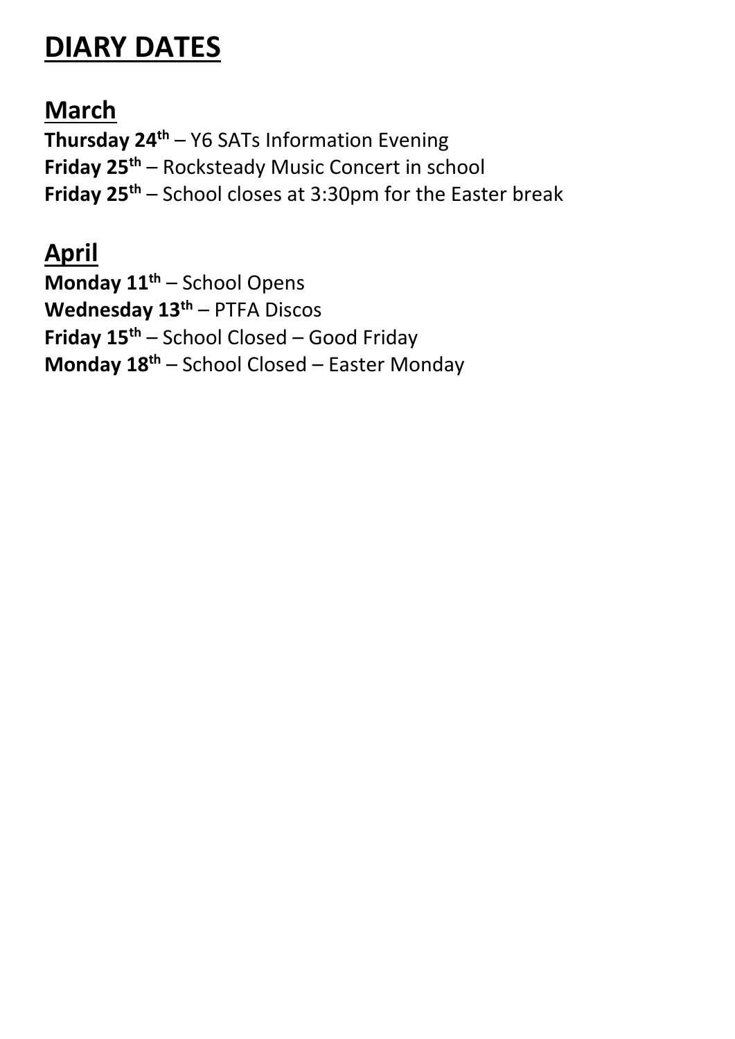# DIARY DATES

## March

**Thursday 24th** – Y6 SATs Information Evening
**Friday 25th** – Rocksteady Music Concert in school
**Friday 25th** – School closes at 3:30pm for the Easter break

## April

**Monday 11th** – School Opens
**Wednesday 13th** – PTFA Discos
**Friday 15th** – School Closed – Good Friday
**Monday 18th** – School Closed – Easter Monday